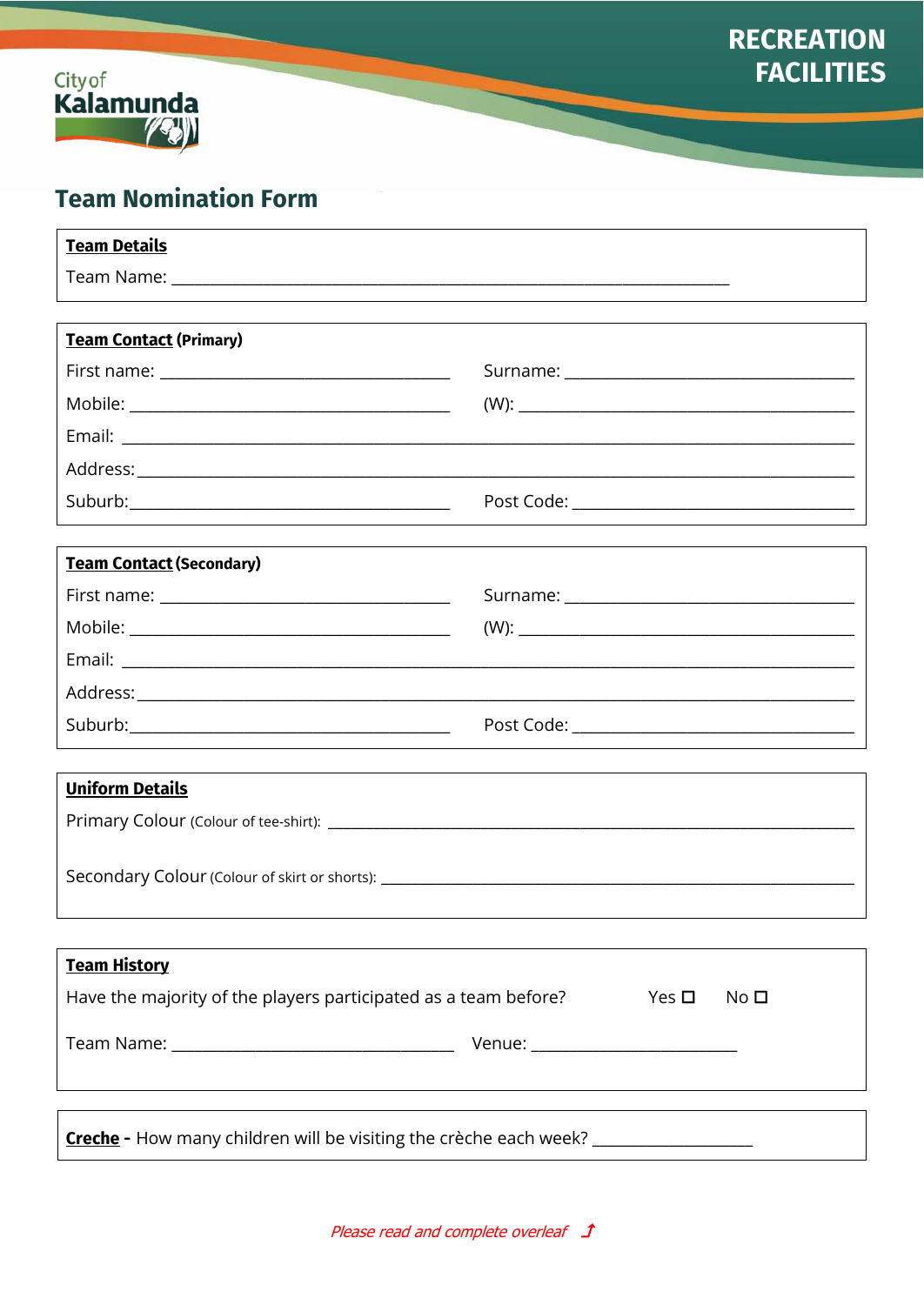City of Kalamunda

RECREATION FACILITIES

# Team Nomination Form

**Team Details**

Team Name: ______________________________________________________________

**Team Contact (Primary)**

First name: ______________________________ Surname: ______________________________

Mobile: ______________________________ (W): ______________________________

Email: ______________________________________________________________

Address: ______________________________________________________________

Suburb: ______________________________ Post Code: ______________________________

**Team Contact (Secondary)**

First name: ______________________________ Surname: ______________________________

Mobile: ______________________________ (W): ______________________________

Email: ______________________________________________________________

Address: ______________________________________________________________

Suburb: ______________________________ Post Code: ______________________________

**Uniform Details**

Primary Colour (Colour of tee-shirt): ______________________________________________________________

Secondary Colour (Colour of skirt or shorts): ______________________________________________________________

**Team History**

Have the majority of the players participated as a team before? Yes ☐ No ☐

Team Name: ______________________________ Venue: ______________________________

**Creche** - How many children will be visiting the crèche each week? ____________________

*Please read and complete overleaf* ⮥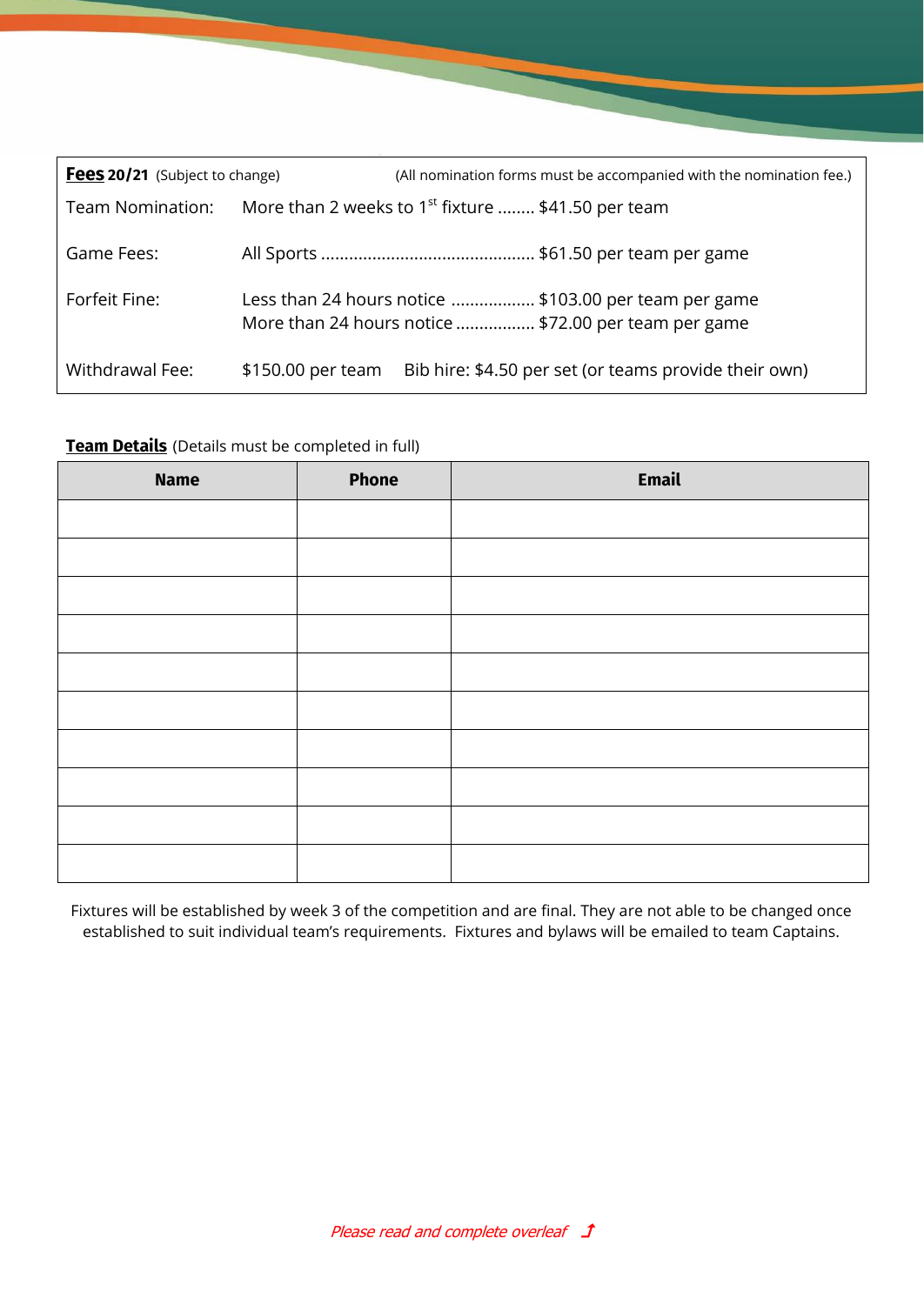| **Fees 20/21** (Subject to change) | (All nomination forms must be accompanied with the nomination fee.) |
|---|---|
| Team Nomination: | More than 2 weeks to 1st fixture ........ $41.50 per team |
| Game Fees: | All Sports ............................................. $61.50 per team per game |
| Forfeit Fine: | Less than 24 hours notice .................. $103.00 per team per game<br>More than 24 hours notice ................. $72.00 per team per game |
| Withdrawal Fee: | $150.00 per team &nbsp;&nbsp; Bib hire: $4.50 per set (or teams provide their own) |

**Team Details** (Details must be completed in full)

| Name | Phone | Email |
|---|---|---|
| | | |
| | | |
| | | |
| | | |
| | | |
| | | |
| | | |
| | | |
| | | |
| | | |

Fixtures will be established by week 3 of the competition and are final. They are not able to be changed once established to suit individual team's requirements. Fixtures and bylaws will be emailed to team Captains.

*Please read and complete overleaf* ⮥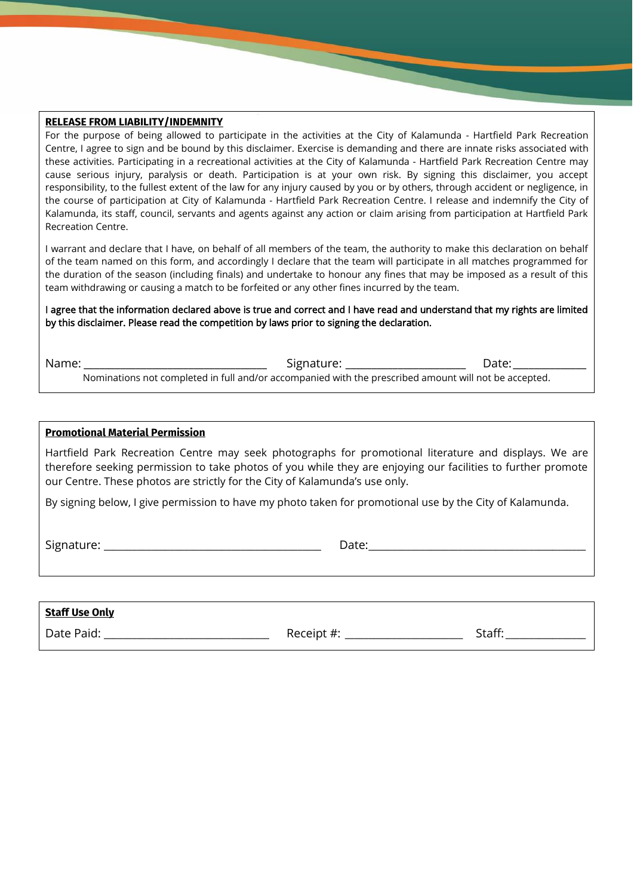**RELEASE FROM LIABILITY/INDEMNITY**

For the purpose of being allowed to participate in the activities at the City of Kalamunda - Hartfield Park Recreation Centre, I agree to sign and be bound by this disclaimer. Exercise is demanding and there are innate risks associated with these activities. Participating in a recreational activities at the City of Kalamunda - Hartfield Park Recreation Centre may cause serious injury, paralysis or death. Participation is at your own risk. By signing this disclaimer, you accept responsibility, to the fullest extent of the law for any injury caused by you or by others, through accident or negligence, in the course of participation at City of Kalamunda - Hartfield Park Recreation Centre. I release and indemnify the City of Kalamunda, its staff, council, servants and agents against any action or claim arising from participation at Hartfield Park Recreation Centre.

I warrant and declare that I have, on behalf of all members of the team, the authority to make this declaration on behalf of the team named on this form, and accordingly I declare that the team will participate in all matches programmed for the duration of the season (including finals) and undertake to honour any fines that may be imposed as a result of this team withdrawing or causing a match to be forfeited or any other fines incurred by the team.

**I agree that the information declared above is true and correct and I have read and understand that my rights are limited by this disclaimer. Please read the competition by laws prior to signing the declaration.**

Name: ________________________________ Signature: _____________________ Date: _____________

Nominations not completed in full and/or accompanied with the prescribed amount will not be accepted.

**Promotional Material Permission**

Hartfield Park Recreation Centre may seek photographs for promotional literature and displays. We are therefore seeking permission to take photos of you while they are enjoying our facilities to further promote our Centre. These photos are strictly for the City of Kalamunda's use only.

By signing below, I give permission to have my photo taken for promotional use by the City of Kalamunda.

Signature: ______________________________________ Date: ______________________________________

**Staff Use Only**

Date Paid: _____________________________ Receipt #: ____________________ Staff: ______________